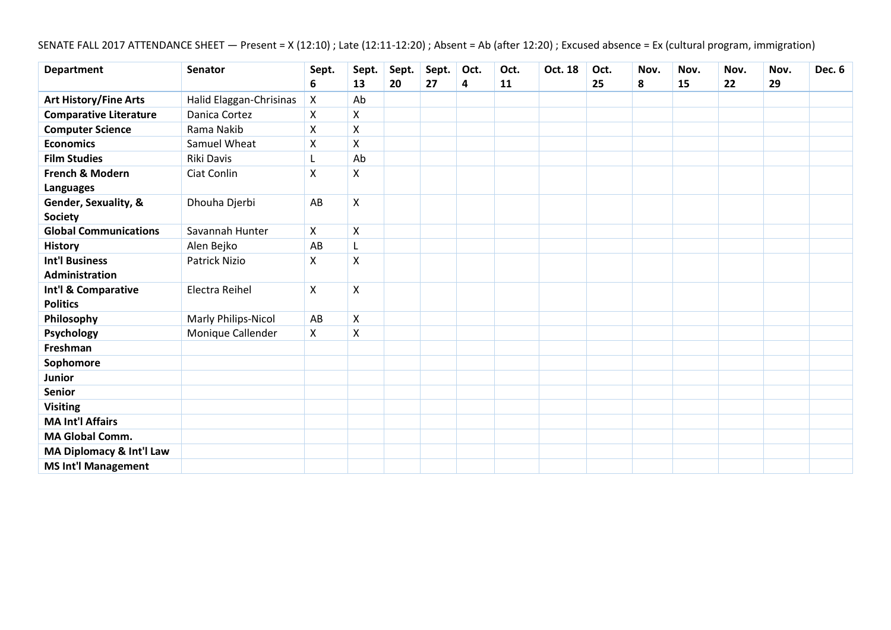SENATE FALL 2017 ATTENDANCE SHEET — Present = X (12:10) ; Late (12:11-12:20) ; Absent = Ab (after 12:20) ; Excused absence = Ex (cultural program, immigration)

| Department | Senator | Sept. 6 | Sept. 13 | Sept. 20 | Sept. 27 | Oct. 4 | Oct. 11 | Oct. 18 | Oct. 25 | Nov. 8 | Nov. 15 | Nov. 22 | Nov. 29 | Dec. 6 |
|---|---|---|---|---|---|---|---|---|---|---|---|---|---|---|
| **Art History/Fine Arts** | Halid Elaggan-Chrisinas | X | Ab | | | | | | | | | | | |
| **Comparative Literature** | Danica Cortez | X | X | | | | | | | | | | | |
| **Computer Science** | Rama Nakib | X | X | | | | | | | | | | | |
| **Economics** | Samuel Wheat | X | X | | | | | | | | | | | |
| **Film Studies** | Riki Davis | L | Ab | | | | | | | | | | | |
| **French & Modern Languages** | Ciat Conlin | X | X | | | | | | | | | | | |
| **Gender, Sexuality, & Society** | Dhouha Djerbi | AB | X | | | | | | | | | | | |
| **Global Communications** | Savannah Hunter | X | X | | | | | | | | | | | |
| **History** | Alen Bejko | AB | L | | | | | | | | | | | |
| **Int'l Business Administration** | Patrick Nizio | X | X | | | | | | | | | | | |
| **Int'l & Comparative Politics** | Electra Reihel | X | X | | | | | | | | | | | |
| **Philosophy** | Marly Philips-Nicol | AB | X | | | | | | | | | | | |
| **Psychology** | Monique Callender | X | X | | | | | | | | | | | |
| **Freshman** | | | | | | | | | | | | | | |
| **Sophomore** | | | | | | | | | | | | | | |
| **Junior** | | | | | | | | | | | | | | |
| **Senior** | | | | | | | | | | | | | | |
| **Visiting** | | | | | | | | | | | | | | |
| **MA Int'l Affairs** | | | | | | | | | | | | | | |
| **MA Global Comm.** | | | | | | | | | | | | | | |
| **MA Diplomacy & Int'l Law** | | | | | | | | | | | | | | |
| **MS Int'l Management** | | | | | | | | | | | | | | |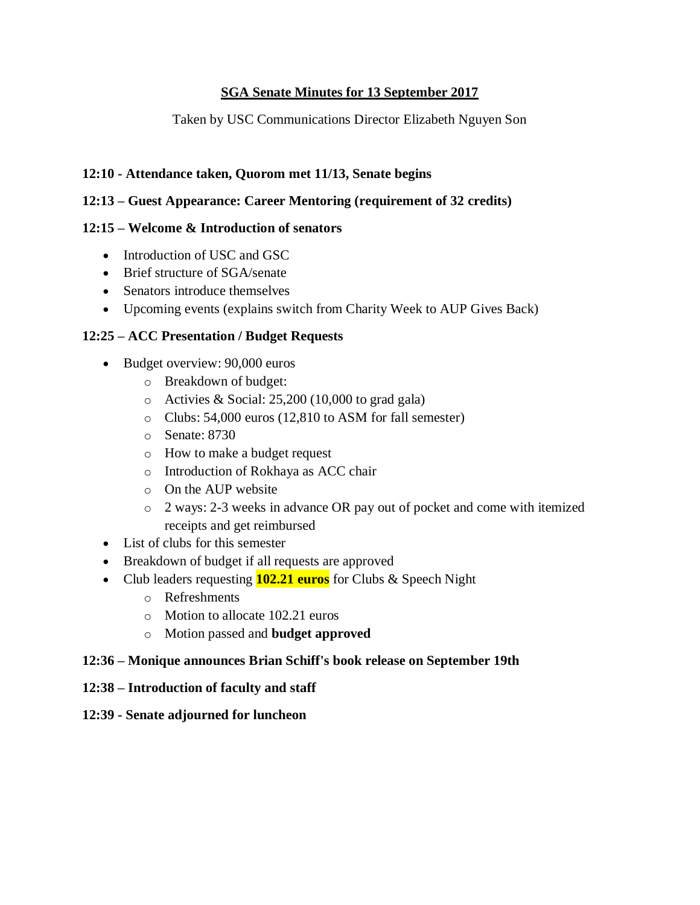# SGA Senate Minutes for 13 September 2017

Taken by USC Communications Director Elizabeth Nguyen Son

**12:10 - Attendance taken, Quorom met 11/13, Senate begins**

**12:13 – Guest Appearance: Career Mentoring (requirement of 32 credits)**

**12:15 – Welcome & Introduction of senators**

- Introduction of USC and GSC
- Brief structure of SGA/senate
- Senators introduce themselves
- Upcoming events (explains switch from Charity Week to AUP Gives Back)

**12:25 – ACC Presentation / Budget Requests**

- Budget overview: 90,000 euros
  - Breakdown of budget:
  - Activies & Social: 25,200 (10,000 to grad gala)
  - Clubs: 54,000 euros (12,810 to ASM for fall semester)
  - Senate: 8730
  - How to make a budget request
  - Introduction of Rokhaya as ACC chair
  - On the AUP website
  - 2 ways: 2-3 weeks in advance OR pay out of pocket and come with itemized receipts and get reimbursed
- List of clubs for this semester
- Breakdown of budget if all requests are approved
- Club leaders requesting **102.21 euros** for Clubs & Speech Night
  - Refreshments
  - Motion to allocate 102.21 euros
  - Motion passed and **budget approved**

**12:36 – Monique announces Brian Schiff's book release on September 19th**

**12:38 – Introduction of faculty and staff**

**12:39 - Senate adjourned for luncheon**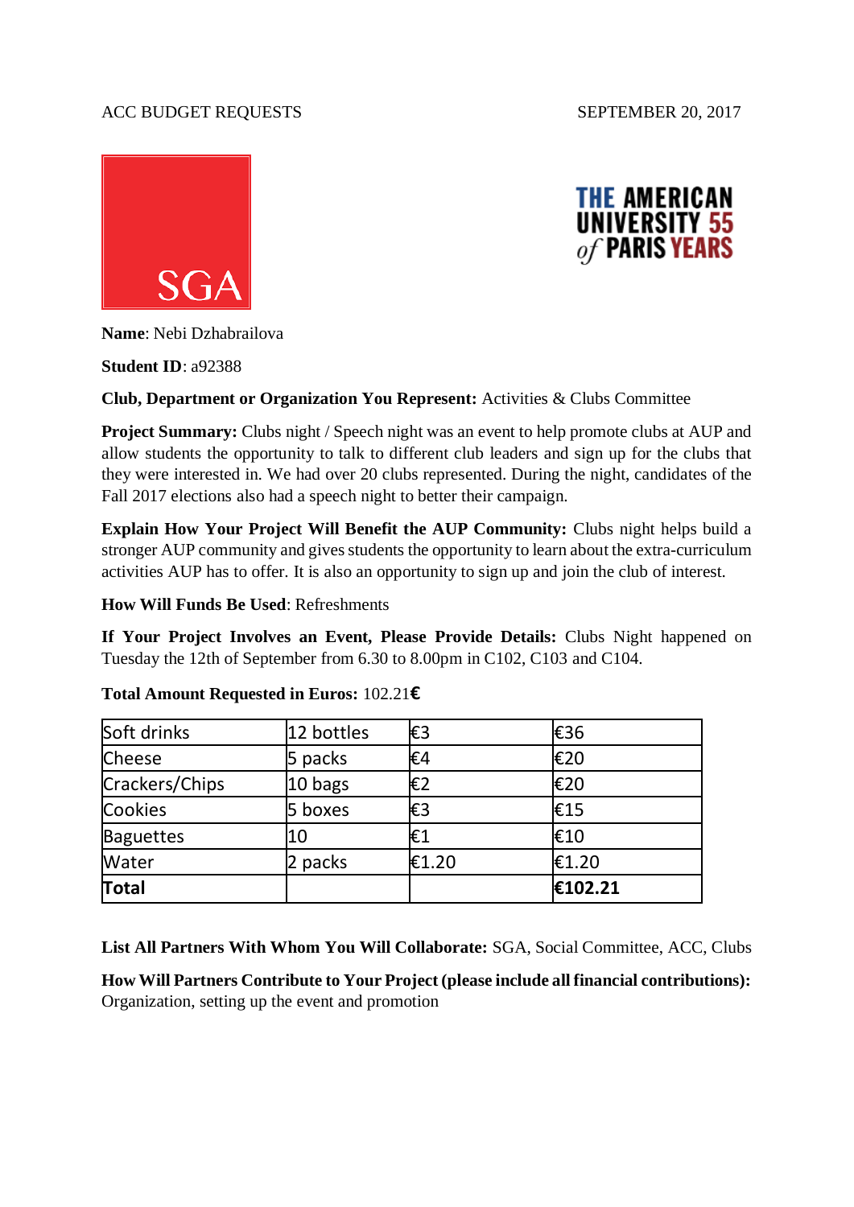ACC BUDGET REQUESTS SEPTEMBER 20, 2017

SGA

THE AMERICAN UNIVERSITY of PARIS 55 YEARS

**Name**: Nebi Dzhabrailova

**Student ID**: a92388

**Club, Department or Organization You Represent:** Activities & Clubs Committee

**Project Summary:** Clubs night / Speech night was an event to help promote clubs at AUP and allow students the opportunity to talk to different club leaders and sign up for the clubs that they were interested in. We had over 20 clubs represented. During the night, candidates of the Fall 2017 elections also had a speech night to better their campaign.

**Explain How Your Project Will Benefit the AUP Community:** Clubs night helps build a stronger AUP community and gives students the opportunity to learn about the extra-curriculum activities AUP has to offer. It is also an opportunity to sign up and join the club of interest.

**How Will Funds Be Used**: Refreshments

**If Your Project Involves an Event, Please Provide Details:** Clubs Night happened on Tuesday the 12th of September from 6.30 to 8.00pm in C102, C103 and C104.

**Total Amount Requested in Euros:** 102.21**€**

| Soft drinks | 12 bottles | €3 | €36 |
|---|---|---|---|
| Cheese | 5 packs | €4 | €20 |
| Crackers/Chips | 10 bags | €2 | €20 |
| Cookies | 5 boxes | €3 | €15 |
| Baguettes | 10 | €1 | €10 |
| Water | 2 packs | €1.20 | €1.20 |
| **Total** | | | **€102.21** |

**List All Partners With Whom You Will Collaborate:** SGA, Social Committee, ACC, Clubs

**How Will Partners Contribute to Your Project (please include all financial contributions):** Organization, setting up the event and promotion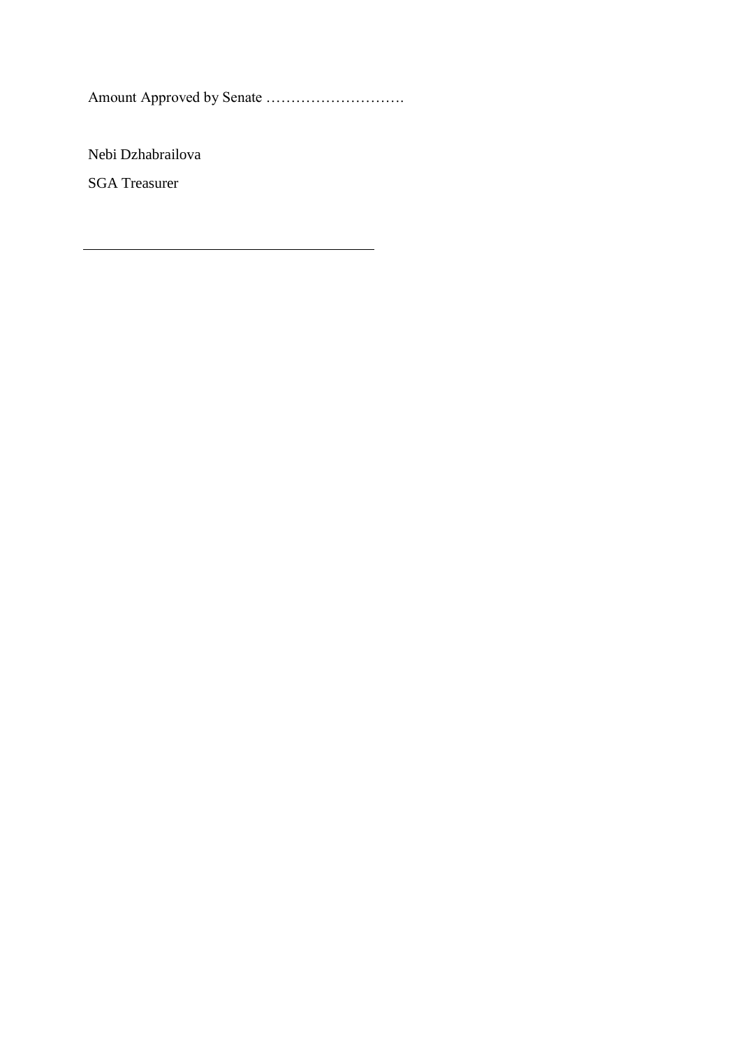Amount Approved by Senate ……………………….

Nebi Dzhabrailova

SGA Treasurer

\_\_\_\_\_\_\_\_\_\_\_\_\_\_\_\_\_\_\_\_\_\_\_\_\_\_\_\_\_\_\_\_\_\_\_\_\_\_\_\_